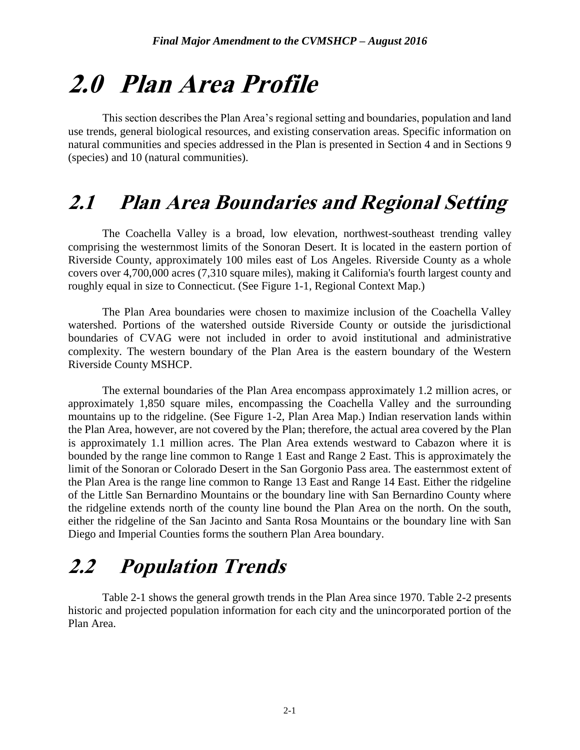# 2.0 Plan Area Profile

This section describes the Plan Area's regional setting and boundaries, population and land use trends, general biological resources, and existing conservation areas. Specific information on natural communities and species addressed in the Plan is presented in Section 4 and in Sections 9 (species) and 10 (natural communities).

## 2.1 Plan Area Boundaries and Regional Setting

The Coachella Valley is a broad, low elevation, northwest-southeast trending valley comprising the westernmost limits of the Sonoran Desert. It is located in the eastern portion of Riverside County, approximately 100 miles east of Los Angeles. Riverside County as a whole covers over 4,700,000 acres (7,310 square miles), making it California's fourth largest county and roughly equal in size to Connecticut. (See Figure 1-1, Regional Context Map.)

The Plan Area boundaries were chosen to maximize inclusion of the Coachella Valley watershed. Portions of the watershed outside Riverside County or outside the jurisdictional boundaries of CVAG were not included in order to avoid institutional and administrative complexity. The western boundary of the Plan Area is the eastern boundary of the Western Riverside County MSHCP.

The external boundaries of the Plan Area encompass approximately 1.2 million acres, or approximately 1,850 square miles, encompassing the Coachella Valley and the surrounding mountains up to the ridgeline. (See Figure 1-2, Plan Area Map.) Indian reservation lands within the Plan Area, however, are not covered by the Plan; therefore, the actual area covered by the Plan is approximately 1.1 million acres. The Plan Area extends westward to Cabazon where it is bounded by the range line common to Range 1 East and Range 2 East. This is approximately the limit of the Sonoran or Colorado Desert in the San Gorgonio Pass area. The easternmost extent of the Plan Area is the range line common to Range 13 East and Range 14 East. Either the ridgeline of the Little San Bernardino Mountains or the boundary line with San Bernardino County where the ridgeline extends north of the county line bound the Plan Area on the north. On the south, either the ridgeline of the San Jacinto and Santa Rosa Mountains or the boundary line with San Diego and Imperial Counties forms the southern Plan Area boundary.

## 2.2 Population Trends

Table 2-1 shows the general growth trends in the Plan Area since 1970. Table 2-2 presents historic and projected population information for each city and the unincorporated portion of the Plan Area.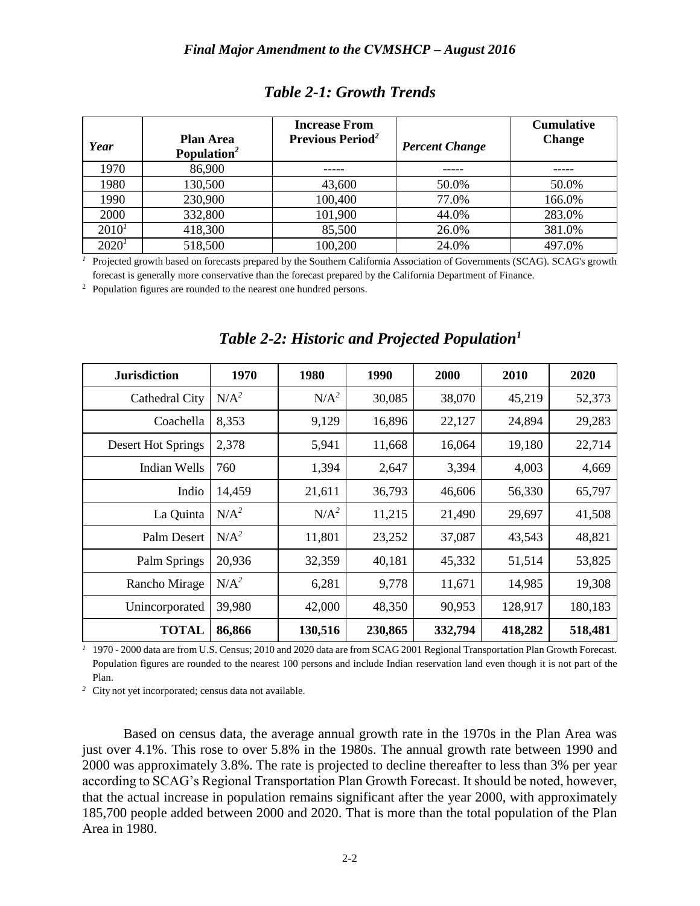## *Table 2-1: Growth Trends*

| *Year* | Plan Area Population[2] | Increase From Previous Period[2] | *Percent Change* | Cumulative Change |
|---|---|---|---|---|
| 1970 | 86,900 | ----- | ----- | ----- |
| 1980 | 130,500 | 43,600 | 50.0% | 50.0% |
| 1990 | 230,900 | 100,400 | 77.0% | 166.0% |
| 2000 | 332,800 | 101,900 | 44.0% | 283.0% |
| 2010[1] | 418,300 | 85,500 | 26.0% | 381.0% |
| 2020[1] | 518,500 | 100,200 | 24.0% | 497.0% |

[1] Projected growth based on forecasts prepared by the Southern California Association of Governments (SCAG). SCAG's growth forecast is generally more conservative than the forecast prepared by the California Department of Finance.

[2] Population figures are rounded to the nearest one hundred persons.

## *Table 2-2: Historic and Projected Population[1]*

| Jurisdiction | 1970 | 1980 | 1990 | 2000 | 2010 | 2020 |
|---|---|---|---|---|---|---|
| Cathedral City | N/A[2] | N/A[2] | 30,085 | 38,070 | 45,219 | 52,373 |
| Coachella | 8,353 | 9,129 | 16,896 | 22,127 | 24,894 | 29,283 |
| Desert Hot Springs | 2,378 | 5,941 | 11,668 | 16,064 | 19,180 | 22,714 |
| Indian Wells | 760 | 1,394 | 2,647 | 3,394 | 4,003 | 4,669 |
| Indio | 14,459 | 21,611 | 36,793 | 46,606 | 56,330 | 65,797 |
| La Quinta | N/A[2] | N/A[2] | 11,215 | 21,490 | 29,697 | 41,508 |
| Palm Desert | N/A[2] | 11,801 | 23,252 | 37,087 | 43,543 | 48,821 |
| Palm Springs | 20,936 | 32,359 | 40,181 | 45,332 | 51,514 | 53,825 |
| Rancho Mirage | N/A[2] | 6,281 | 9,778 | 11,671 | 14,985 | 19,308 |
| Unincorporated | 39,980 | 42,000 | 48,350 | 90,953 | 128,917 | 180,183 |
| **TOTAL** | **86,866** | **130,516** | **230,865** | **332,794** | **418,282** | **518,481** |

[1] 1970 - 2000 data are from U.S. Census; 2010 and 2020 data are from SCAG 2001 Regional Transportation Plan Growth Forecast. Population figures are rounded to the nearest 100 persons and include Indian reservation land even though it is not part of the Plan.

[2] City not yet incorporated; census data not available.

Based on census data, the average annual growth rate in the 1970s in the Plan Area was just over 4.1%. This rose to over 5.8% in the 1980s. The annual growth rate between 1990 and 2000 was approximately 3.8%. The rate is projected to decline thereafter to less than 3% per year according to SCAG's Regional Transportation Plan Growth Forecast. It should be noted, however, that the actual increase in population remains significant after the year 2000, with approximately 185,700 people added between 2000 and 2020. That is more than the total population of the Plan Area in 1980.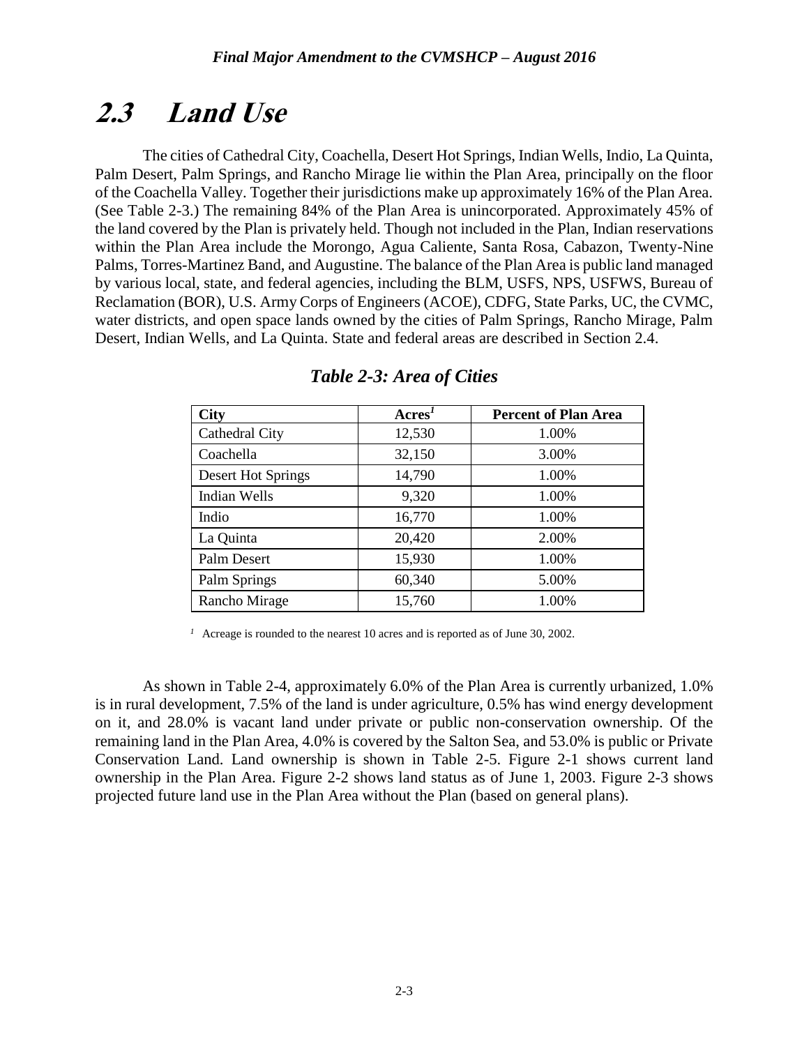## 2.3 Land Use

The cities of Cathedral City, Coachella, Desert Hot Springs, Indian Wells, Indio, La Quinta, Palm Desert, Palm Springs, and Rancho Mirage lie within the Plan Area, principally on the floor of the Coachella Valley. Together their jurisdictions make up approximately 16% of the Plan Area. (See Table 2-3.) The remaining 84% of the Plan Area is unincorporated. Approximately 45% of the land covered by the Plan is privately held. Though not included in the Plan, Indian reservations within the Plan Area include the Morongo, Agua Caliente, Santa Rosa, Cabazon, Twenty-Nine Palms, Torres-Martinez Band, and Augustine. The balance of the Plan Area is public land managed by various local, state, and federal agencies, including the BLM, USFS, NPS, USFWS, Bureau of Reclamation (BOR), U.S. Army Corps of Engineers (ACOE), CDFG, State Parks, UC, the CVMC, water districts, and open space lands owned by the cities of Palm Springs, Rancho Mirage, Palm Desert, Indian Wells, and La Quinta. State and federal areas are described in Section 2.4.

***Table 2-3: Area of Cities***

| City | Acres[1] | Percent of Plan Area |
|---|---|---|
| Cathedral City | 12,530 | 1.00% |
| Coachella | 32,150 | 3.00% |
| Desert Hot Springs | 14,790 | 1.00% |
| Indian Wells | 9,320 | 1.00% |
| Indio | 16,770 | 1.00% |
| La Quinta | 20,420 | 2.00% |
| Palm Desert | 15,930 | 1.00% |
| Palm Springs | 60,340 | 5.00% |
| Rancho Mirage | 15,760 | 1.00% |

[1] Acreage is rounded to the nearest 10 acres and is reported as of June 30, 2002.

As shown in Table 2-4, approximately 6.0% of the Plan Area is currently urbanized, 1.0% is in rural development, 7.5% of the land is under agriculture, 0.5% has wind energy development on it, and 28.0% is vacant land under private or public non-conservation ownership. Of the remaining land in the Plan Area, 4.0% is covered by the Salton Sea, and 53.0% is public or Private Conservation Land. Land ownership is shown in Table 2-5. Figure 2-1 shows current land ownership in the Plan Area. Figure 2-2 shows land status as of June 1, 2003. Figure 2-3 shows projected future land use in the Plan Area without the Plan (based on general plans).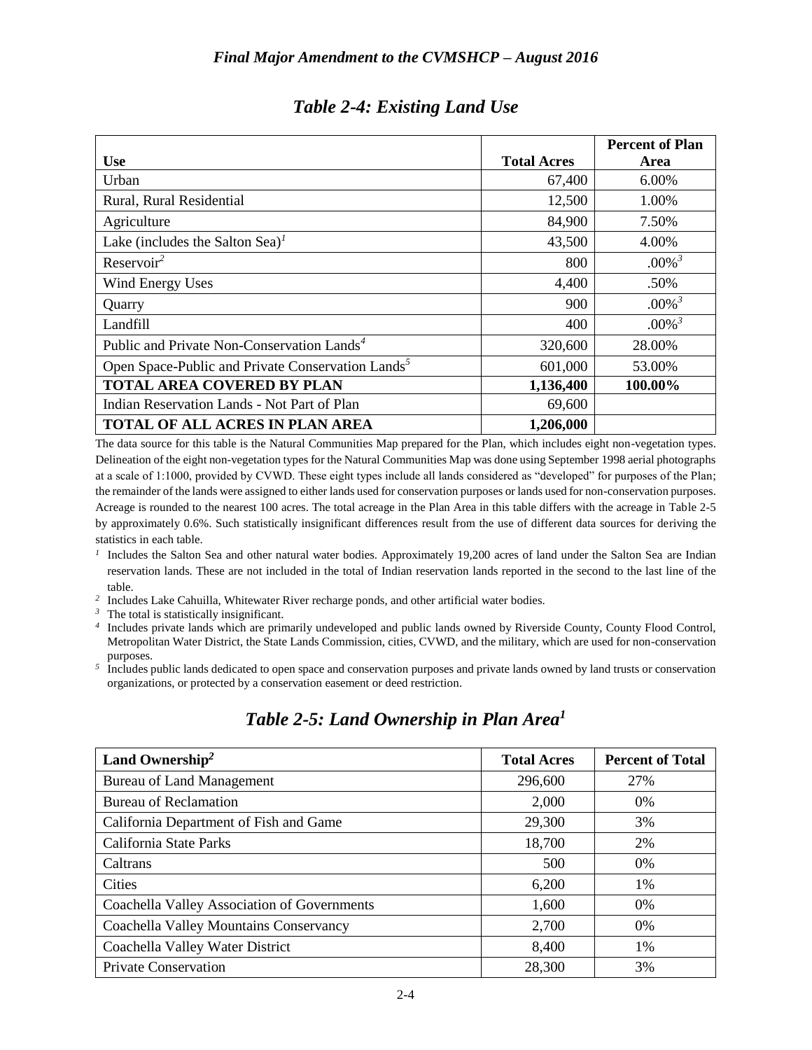## *Table 2-4: Existing Land Use*

| Use | Total Acres | Percent of Plan Area |
|---|---|---|
| Urban | 67,400 | 6.00% |
| Rural, Rural Residential | 12,500 | 1.00% |
| Agriculture | 84,900 | 7.50% |
| Lake (includes the Salton Sea)[1] | 43,500 | 4.00% |
| Reservoir[2] | 800 | .00%[3] |
| Wind Energy Uses | 4,400 | .50% |
| Quarry | 900 | .00%[3] |
| Landfill | 400 | .00%[3] |
| Public and Private Non-Conservation Lands[4] | 320,600 | 28.00% |
| Open Space-Public and Private Conservation Lands[5] | 601,000 | 53.00% |
| **TOTAL AREA COVERED BY PLAN** | **1,136,400** | **100.00%** |
| Indian Reservation Lands - Not Part of Plan | 69,600 | |
| **TOTAL OF ALL ACRES IN PLAN AREA** | **1,206,000** | |

The data source for this table is the Natural Communities Map prepared for the Plan, which includes eight non-vegetation types. Delineation of the eight non-vegetation types for the Natural Communities Map was done using September 1998 aerial photographs at a scale of 1:1000, provided by CVWD. These eight types include all lands considered as "developed" for purposes of the Plan; the remainder of the lands were assigned to either lands used for conservation purposes or lands used for non-conservation purposes. Acreage is rounded to the nearest 100 acres. The total acreage in the Plan Area in this table differs with the acreage in Table 2-5 by approximately 0.6%. Such statistically insignificant differences result from the use of different data sources for deriving the statistics in each table.

[1] Includes the Salton Sea and other natural water bodies. Approximately 19,200 acres of land under the Salton Sea are Indian reservation lands. These are not included in the total of Indian reservation lands reported in the second to the last line of the table.

[2] Includes Lake Cahuilla, Whitewater River recharge ponds, and other artificial water bodies.

[3] The total is statistically insignificant.

[4] Includes private lands which are primarily undeveloped and public lands owned by Riverside County, County Flood Control, Metropolitan Water District, the State Lands Commission, cities, CVWD, and the military, which are used for non-conservation purposes.

[5] Includes public lands dedicated to open space and conservation purposes and private lands owned by land trusts or conservation organizations, or protected by a conservation easement or deed restriction.

## *Table 2-5: Land Ownership in Plan Area[1]*

| Land Ownership[2] | Total Acres | Percent of Total |
|---|---|---|
| Bureau of Land Management | 296,600 | 27% |
| Bureau of Reclamation | 2,000 | 0% |
| California Department of Fish and Game | 29,300 | 3% |
| California State Parks | 18,700 | 2% |
| Caltrans | 500 | 0% |
| Cities | 6,200 | 1% |
| Coachella Valley Association of Governments | 1,600 | 0% |
| Coachella Valley Mountains Conservancy | 2,700 | 0% |
| Coachella Valley Water District | 8,400 | 1% |
| Private Conservation | 28,300 | 3% |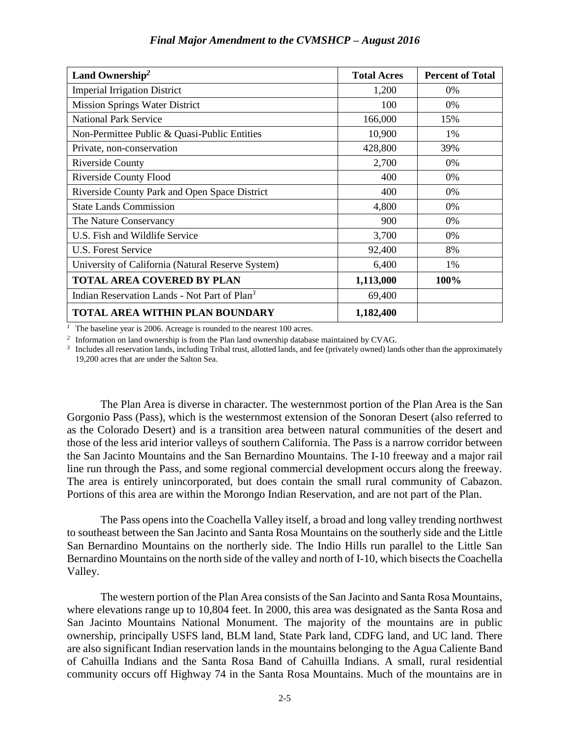| Land Ownership[2] | Total Acres | Percent of Total |
|---|---|---|
| Imperial Irrigation District | 1,200 | 0% |
| Mission Springs Water District | 100 | 0% |
| National Park Service | 166,000 | 15% |
| Non-Permittee Public & Quasi-Public Entities | 10,900 | 1% |
| Private, non-conservation | 428,800 | 39% |
| Riverside County | 2,700 | 0% |
| Riverside County Flood | 400 | 0% |
| Riverside County Park and Open Space District | 400 | 0% |
| State Lands Commission | 4,800 | 0% |
| The Nature Conservancy | 900 | 0% |
| U.S. Fish and Wildlife Service | 3,700 | 0% |
| U.S. Forest Service | 92,400 | 8% |
| University of California (Natural Reserve System) | 6,400 | 1% |
| **TOTAL AREA COVERED BY PLAN** | **1,113,000** | **100%** |
| Indian Reservation Lands - Not Part of Plan[3] | 69,400 | |
| **TOTAL AREA WITHIN PLAN BOUNDARY** | **1,182,400** | |

[1] The baseline year is 2006. Acreage is rounded to the nearest 100 acres.

[2] Information on land ownership is from the Plan land ownership database maintained by CVAG.

[3] Includes all reservation lands, including Tribal trust, allotted lands, and fee (privately owned) lands other than the approximately 19,200 acres that are under the Salton Sea.

The Plan Area is diverse in character. The westernmost portion of the Plan Area is the San Gorgonio Pass (Pass), which is the westernmost extension of the Sonoran Desert (also referred to as the Colorado Desert) and is a transition area between natural communities of the desert and those of the less arid interior valleys of southern California. The Pass is a narrow corridor between the San Jacinto Mountains and the San Bernardino Mountains. The I-10 freeway and a major rail line run through the Pass, and some regional commercial development occurs along the freeway. The area is entirely unincorporated, but does contain the small rural community of Cabazon. Portions of this area are within the Morongo Indian Reservation, and are not part of the Plan.

The Pass opens into the Coachella Valley itself, a broad and long valley trending northwest to southeast between the San Jacinto and Santa Rosa Mountains on the southerly side and the Little San Bernardino Mountains on the northerly side. The Indio Hills run parallel to the Little San Bernardino Mountains on the north side of the valley and north of I-10, which bisects the Coachella Valley.

The western portion of the Plan Area consists of the San Jacinto and Santa Rosa Mountains, where elevations range up to 10,804 feet. In 2000, this area was designated as the Santa Rosa and San Jacinto Mountains National Monument. The majority of the mountains are in public ownership, principally USFS land, BLM land, State Park land, CDFG land, and UC land. There are also significant Indian reservation lands in the mountains belonging to the Agua Caliente Band of Cahuilla Indians and the Santa Rosa Band of Cahuilla Indians. A small, rural residential community occurs off Highway 74 in the Santa Rosa Mountains. Much of the mountains are in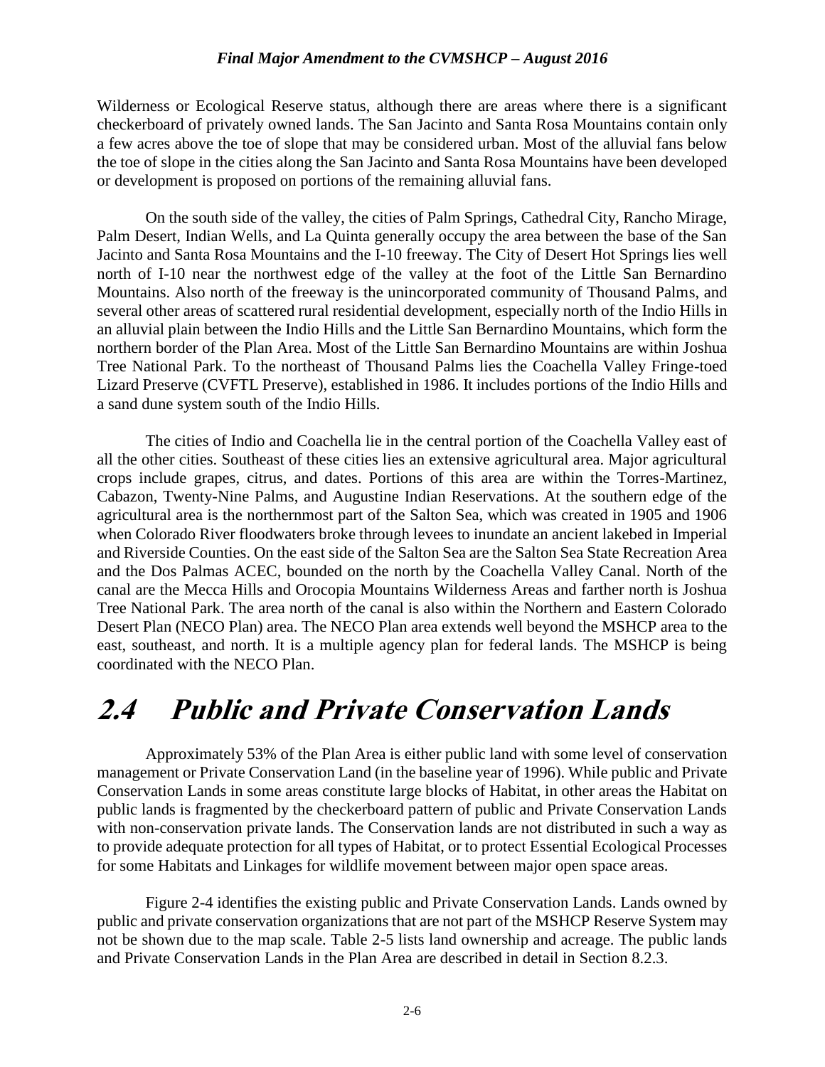Wilderness or Ecological Reserve status, although there are areas where there is a significant checkerboard of privately owned lands. The San Jacinto and Santa Rosa Mountains contain only a few acres above the toe of slope that may be considered urban. Most of the alluvial fans below the toe of slope in the cities along the San Jacinto and Santa Rosa Mountains have been developed or development is proposed on portions of the remaining alluvial fans.

On the south side of the valley, the cities of Palm Springs, Cathedral City, Rancho Mirage, Palm Desert, Indian Wells, and La Quinta generally occupy the area between the base of the San Jacinto and Santa Rosa Mountains and the I-10 freeway. The City of Desert Hot Springs lies well north of I-10 near the northwest edge of the valley at the foot of the Little San Bernardino Mountains. Also north of the freeway is the unincorporated community of Thousand Palms, and several other areas of scattered rural residential development, especially north of the Indio Hills in an alluvial plain between the Indio Hills and the Little San Bernardino Mountains, which form the northern border of the Plan Area. Most of the Little San Bernardino Mountains are within Joshua Tree National Park. To the northeast of Thousand Palms lies the Coachella Valley Fringe-toed Lizard Preserve (CVFTL Preserve), established in 1986. It includes portions of the Indio Hills and a sand dune system south of the Indio Hills.

The cities of Indio and Coachella lie in the central portion of the Coachella Valley east of all the other cities. Southeast of these cities lies an extensive agricultural area. Major agricultural crops include grapes, citrus, and dates. Portions of this area are within the Torres-Martinez, Cabazon, Twenty-Nine Palms, and Augustine Indian Reservations. At the southern edge of the agricultural area is the northernmost part of the Salton Sea, which was created in 1905 and 1906 when Colorado River floodwaters broke through levees to inundate an ancient lakebed in Imperial and Riverside Counties. On the east side of the Salton Sea are the Salton Sea State Recreation Area and the Dos Palmas ACEC, bounded on the north by the Coachella Valley Canal. North of the canal are the Mecca Hills and Orocopia Mountains Wilderness Areas and farther north is Joshua Tree National Park. The area north of the canal is also within the Northern and Eastern Colorado Desert Plan (NECO Plan) area. The NECO Plan area extends well beyond the MSHCP area to the east, southeast, and north. It is a multiple agency plan for federal lands. The MSHCP is being coordinated with the NECO Plan.

# 2.4 Public and Private Conservation Lands

Approximately 53% of the Plan Area is either public land with some level of conservation management or Private Conservation Land (in the baseline year of 1996). While public and Private Conservation Lands in some areas constitute large blocks of Habitat, in other areas the Habitat on public lands is fragmented by the checkerboard pattern of public and Private Conservation Lands with non-conservation private lands. The Conservation lands are not distributed in such a way as to provide adequate protection for all types of Habitat, or to protect Essential Ecological Processes for some Habitats and Linkages for wildlife movement between major open space areas.

Figure 2-4 identifies the existing public and Private Conservation Lands. Lands owned by public and private conservation organizations that are not part of the MSHCP Reserve System may not be shown due to the map scale. Table 2-5 lists land ownership and acreage. The public lands and Private Conservation Lands in the Plan Area are described in detail in Section 8.2.3.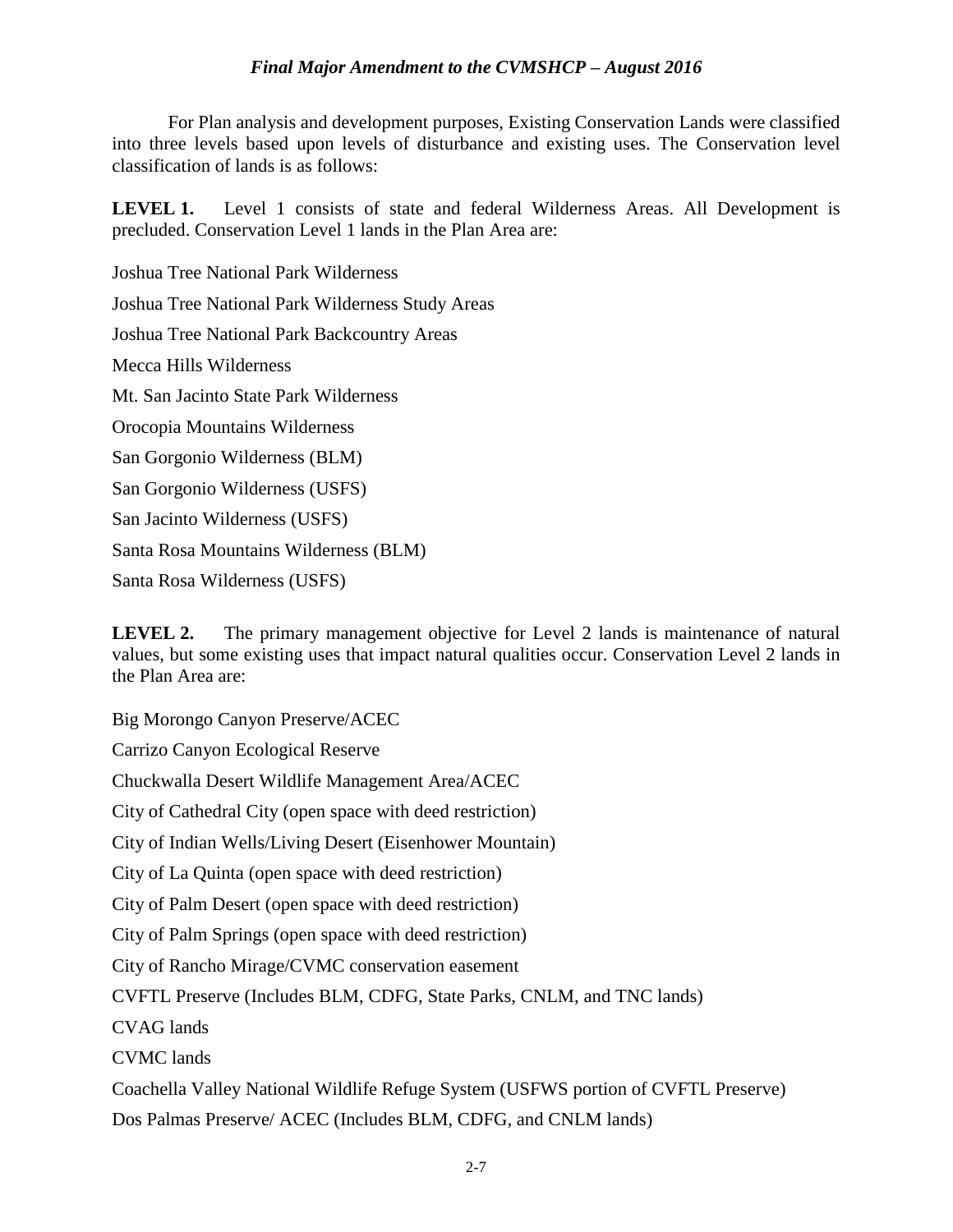For Plan analysis and development purposes, Existing Conservation Lands were classified into three levels based upon levels of disturbance and existing uses. The Conservation level classification of lands is as follows:

**LEVEL 1.** Level 1 consists of state and federal Wilderness Areas. All Development is precluded. Conservation Level 1 lands in the Plan Area are:

Joshua Tree National Park Wilderness

Joshua Tree National Park Wilderness Study Areas

Joshua Tree National Park Backcountry Areas

Mecca Hills Wilderness

Mt. San Jacinto State Park Wilderness

Orocopia Mountains Wilderness

San Gorgonio Wilderness (BLM)

San Gorgonio Wilderness (USFS)

San Jacinto Wilderness (USFS)

Santa Rosa Mountains Wilderness (BLM)

Santa Rosa Wilderness (USFS)

**LEVEL 2.** The primary management objective for Level 2 lands is maintenance of natural values, but some existing uses that impact natural qualities occur. Conservation Level 2 lands in the Plan Area are:

Big Morongo Canyon Preserve/ACEC

Carrizo Canyon Ecological Reserve

Chuckwalla Desert Wildlife Management Area/ACEC

City of Cathedral City (open space with deed restriction)

City of Indian Wells/Living Desert (Eisenhower Mountain)

City of La Quinta (open space with deed restriction)

City of Palm Desert (open space with deed restriction)

City of Palm Springs (open space with deed restriction)

City of Rancho Mirage/CVMC conservation easement

CVFTL Preserve (Includes BLM, CDFG, State Parks, CNLM, and TNC lands)

CVAG lands

CVMC lands

Coachella Valley National Wildlife Refuge System (USFWS portion of CVFTL Preserve)

Dos Palmas Preserve/ ACEC (Includes BLM, CDFG, and CNLM lands)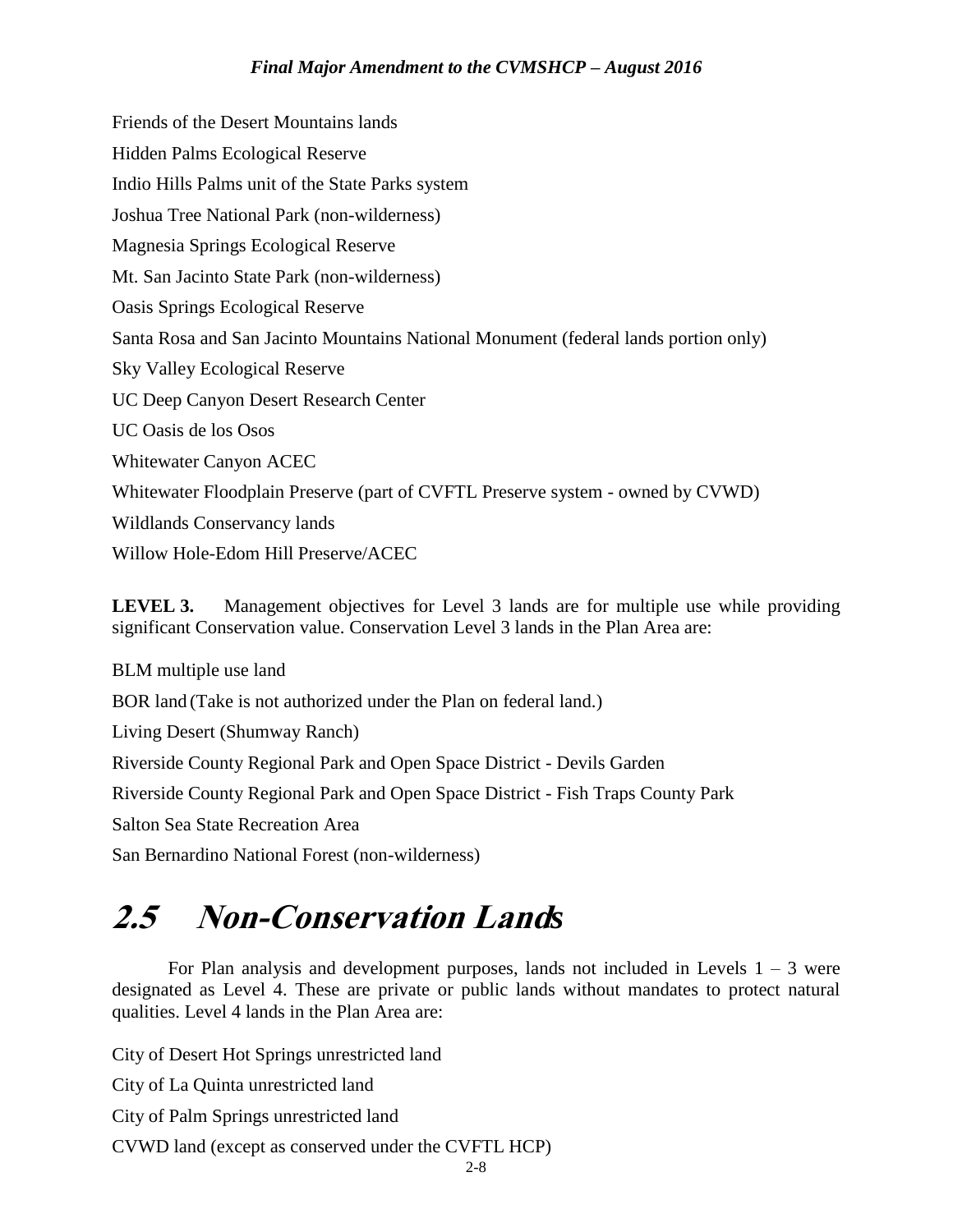Friends of the Desert Mountains lands

Hidden Palms Ecological Reserve

Indio Hills Palms unit of the State Parks system

Joshua Tree National Park (non-wilderness)

Magnesia Springs Ecological Reserve

Mt. San Jacinto State Park (non-wilderness)

Oasis Springs Ecological Reserve

Santa Rosa and San Jacinto Mountains National Monument (federal lands portion only)

Sky Valley Ecological Reserve

UC Deep Canyon Desert Research Center

UC Oasis de los Osos

Whitewater Canyon ACEC

Whitewater Floodplain Preserve (part of CVFTL Preserve system - owned by CVWD)

Wildlands Conservancy lands

Willow Hole-Edom Hill Preserve/ACEC

**LEVEL 3.** Management objectives for Level 3 lands are for multiple use while providing significant Conservation value. Conservation Level 3 lands in the Plan Area are:

BLM multiple use land

BOR land (Take is not authorized under the Plan on federal land.)

Living Desert (Shumway Ranch)

Riverside County Regional Park and Open Space District - Devils Garden

Riverside County Regional Park and Open Space District - Fish Traps County Park

Salton Sea State Recreation Area

San Bernardino National Forest (non-wilderness)

# *2.5 Non-Conservation Lands*

For Plan analysis and development purposes, lands not included in Levels 1 – 3 were designated as Level 4. These are private or public lands without mandates to protect natural qualities. Level 4 lands in the Plan Area are:

City of Desert Hot Springs unrestricted land

City of La Quinta unrestricted land

City of Palm Springs unrestricted land

CVWD land (except as conserved under the CVFTL HCP)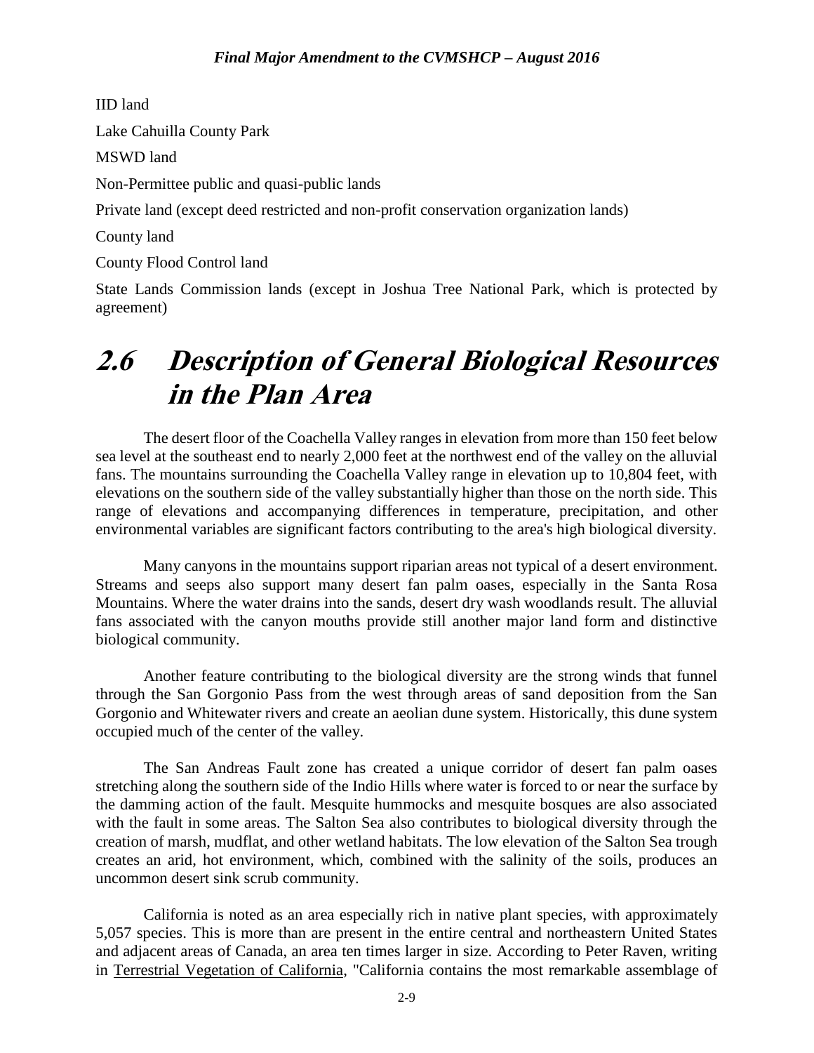IID land

Lake Cahuilla County Park

MSWD land

Non-Permittee public and quasi-public lands

Private land (except deed restricted and non-profit conservation organization lands)

County land

County Flood Control land

State Lands Commission lands (except in Joshua Tree National Park, which is protected by agreement)

# 2.6 Description of General Biological Resources in the Plan Area

The desert floor of the Coachella Valley ranges in elevation from more than 150 feet below sea level at the southeast end to nearly 2,000 feet at the northwest end of the valley on the alluvial fans. The mountains surrounding the Coachella Valley range in elevation up to 10,804 feet, with elevations on the southern side of the valley substantially higher than those on the north side. This range of elevations and accompanying differences in temperature, precipitation, and other environmental variables are significant factors contributing to the area's high biological diversity.

Many canyons in the mountains support riparian areas not typical of a desert environment. Streams and seeps also support many desert fan palm oases, especially in the Santa Rosa Mountains. Where the water drains into the sands, desert dry wash woodlands result. The alluvial fans associated with the canyon mouths provide still another major land form and distinctive biological community.

Another feature contributing to the biological diversity are the strong winds that funnel through the San Gorgonio Pass from the west through areas of sand deposition from the San Gorgonio and Whitewater rivers and create an aeolian dune system. Historically, this dune system occupied much of the center of the valley.

The San Andreas Fault zone has created a unique corridor of desert fan palm oases stretching along the southern side of the Indio Hills where water is forced to or near the surface by the damming action of the fault. Mesquite hummocks and mesquite bosques are also associated with the fault in some areas. The Salton Sea also contributes to biological diversity through the creation of marsh, mudflat, and other wetland habitats. The low elevation of the Salton Sea trough creates an arid, hot environment, which, combined with the salinity of the soils, produces an uncommon desert sink scrub community.

California is noted as an area especially rich in native plant species, with approximately 5,057 species. This is more than are present in the entire central and northeastern United States and adjacent areas of Canada, an area ten times larger in size. According to Peter Raven, writing in Terrestrial Vegetation of California, "California contains the most remarkable assemblage of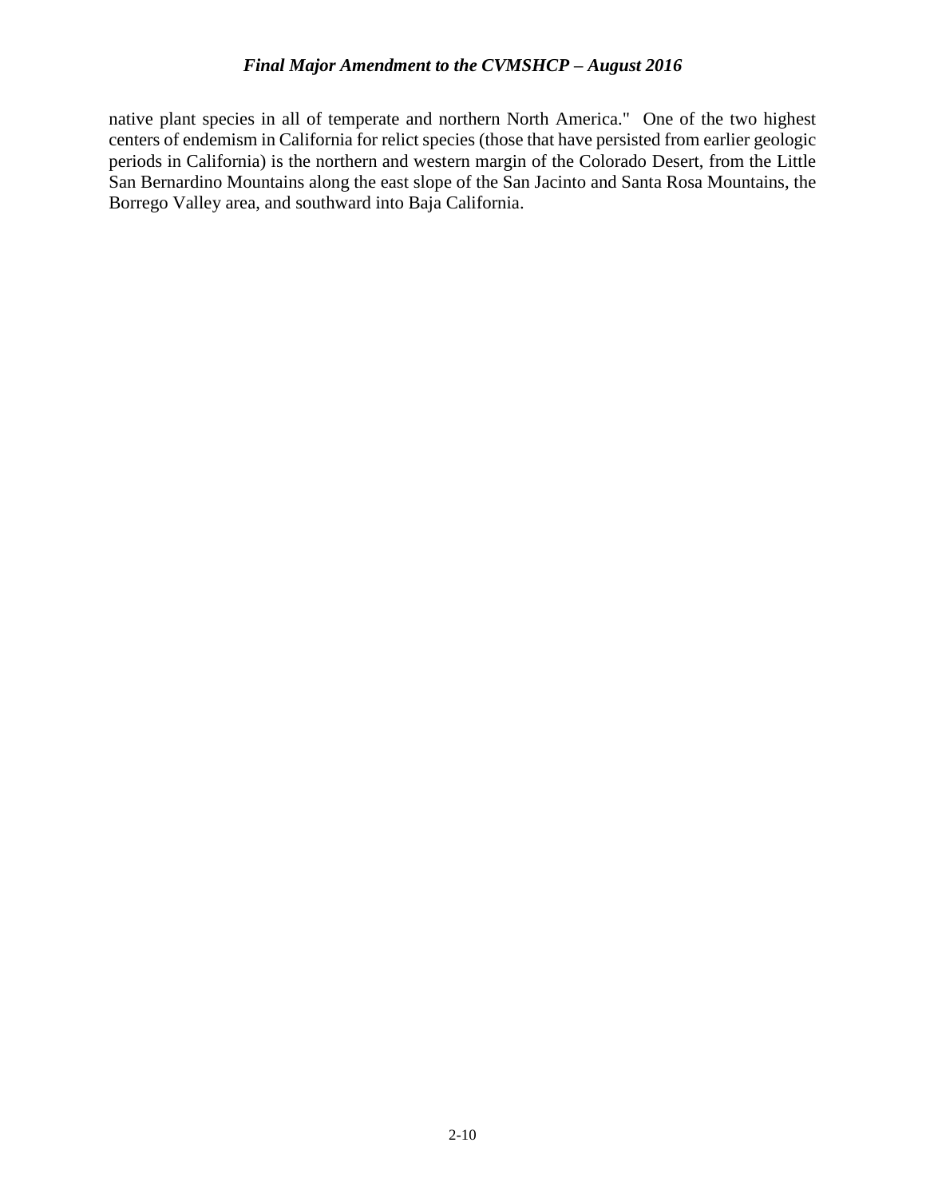native plant species in all of temperate and northern North America." One of the two highest centers of endemism in California for relict species (those that have persisted from earlier geologic periods in California) is the northern and western margin of the Colorado Desert, from the Little San Bernardino Mountains along the east slope of the San Jacinto and Santa Rosa Mountains, the Borrego Valley area, and southward into Baja California.